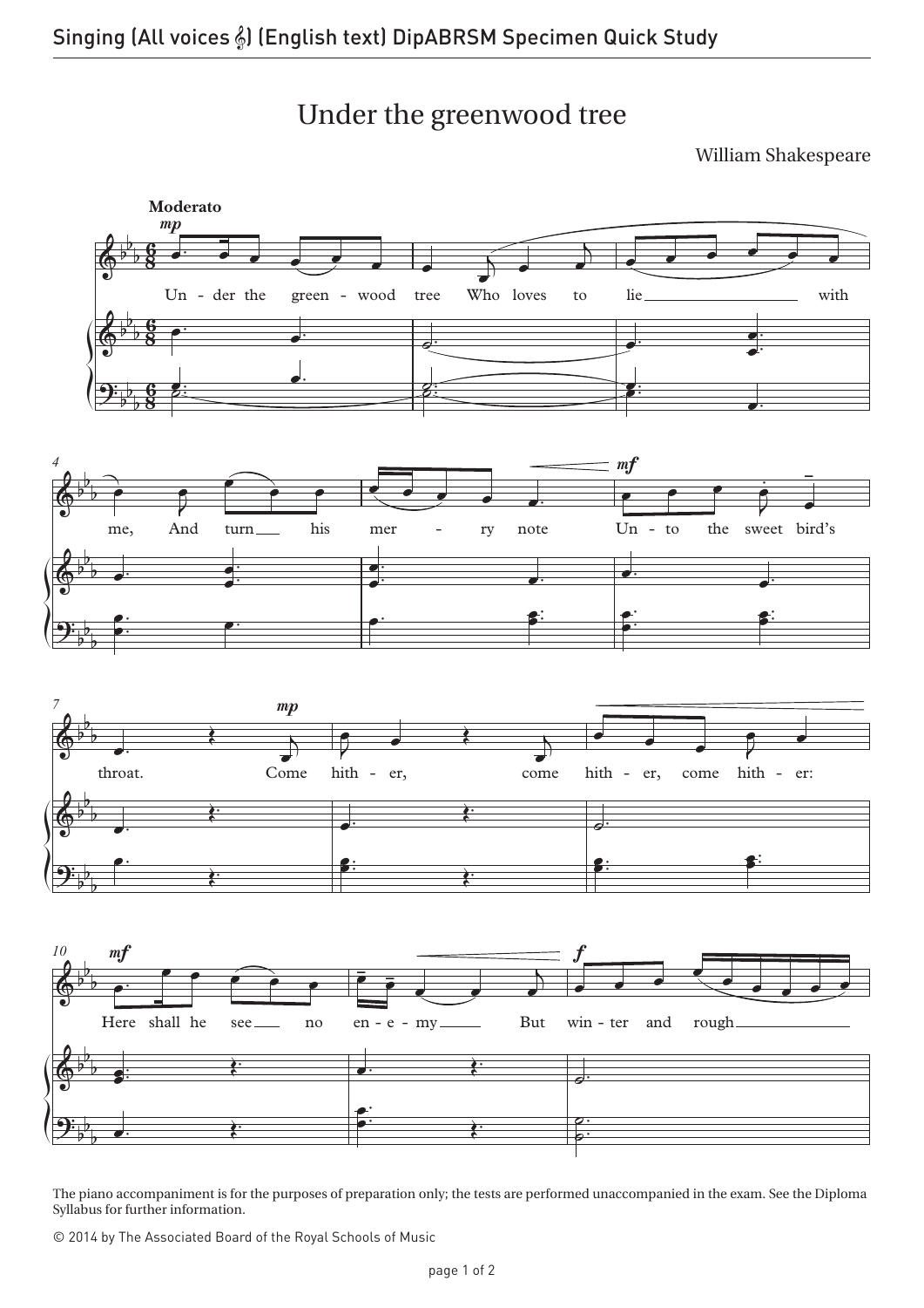# Under the greenwood tree

William Shakespeare

**Moderato**

*mp*

Un - der the green - wood tree Who loves to lie with me, And turn his mer - ry note *mf* Un - to the sweet bird's throat. *mp* Come hith - er, come hith - er, come hith - er: *mf* Here shall he see no en - e - my But *f* win - ter and rough

The piano accompaniment is for the purposes of preparation only; the tests are performed unaccompanied in the exam. See the Diploma Syllabus for further information.

© 2014 by The Associated Board of the Royal Schools of Music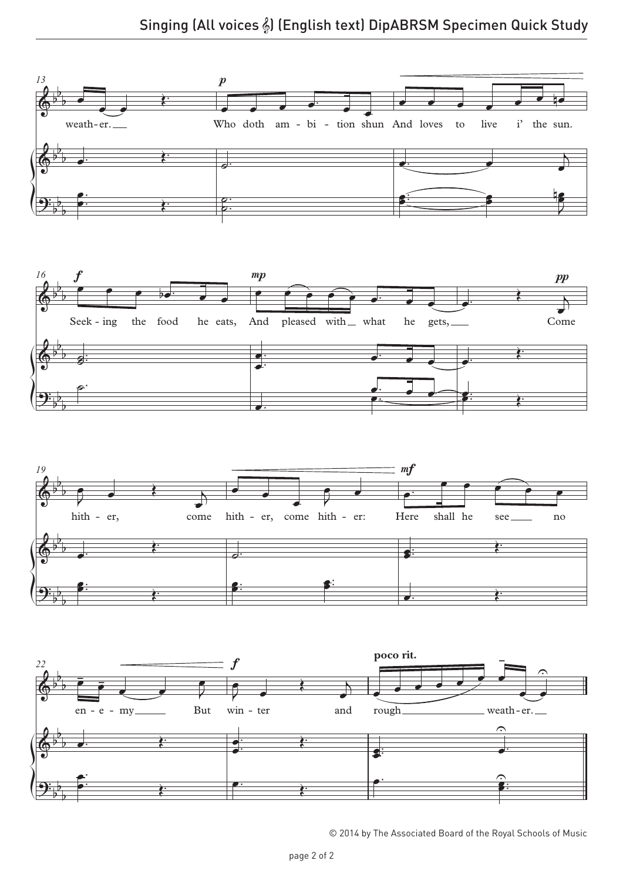© 2014 by The Associated Board of the Royal Schools of Music